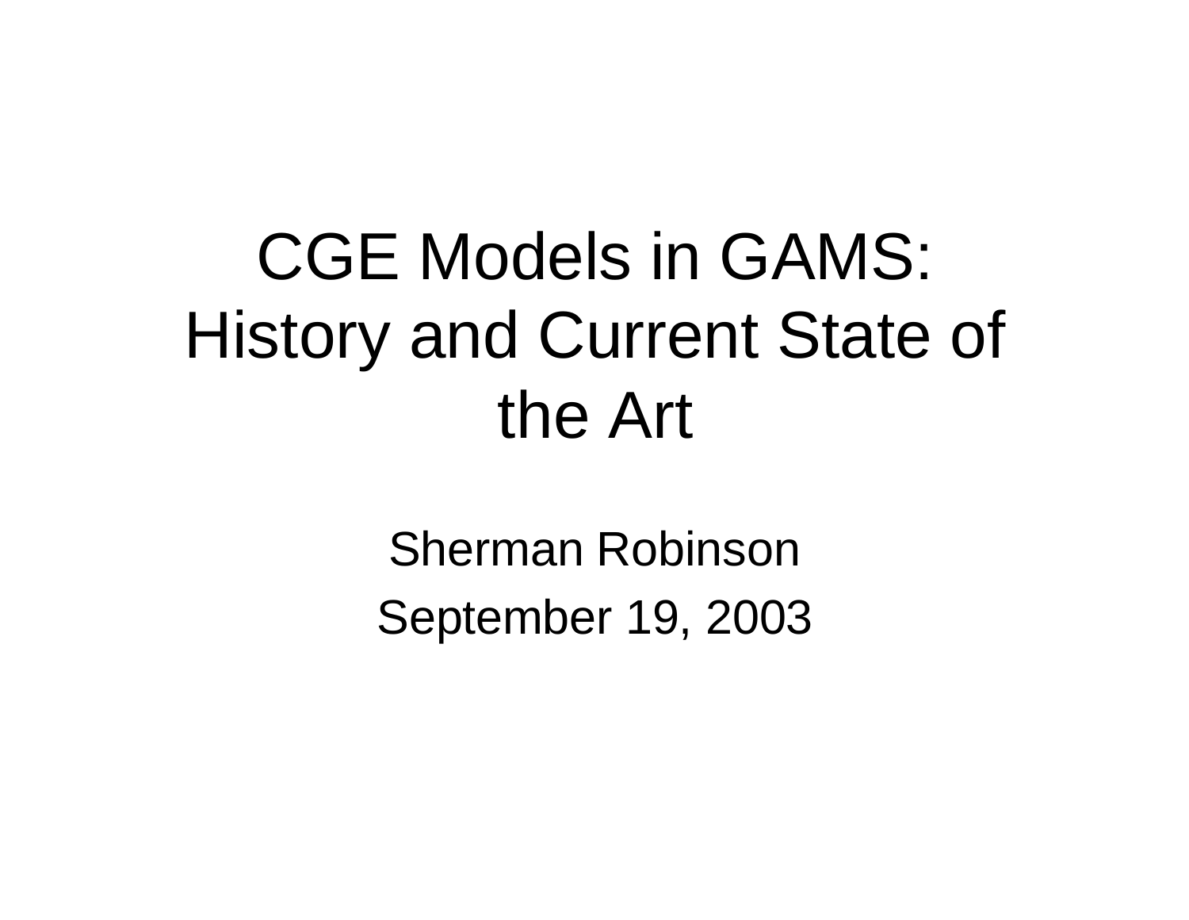# CGE Models in GAMS: History and Current State of the Art

Sherman Robinson

September 19, 2003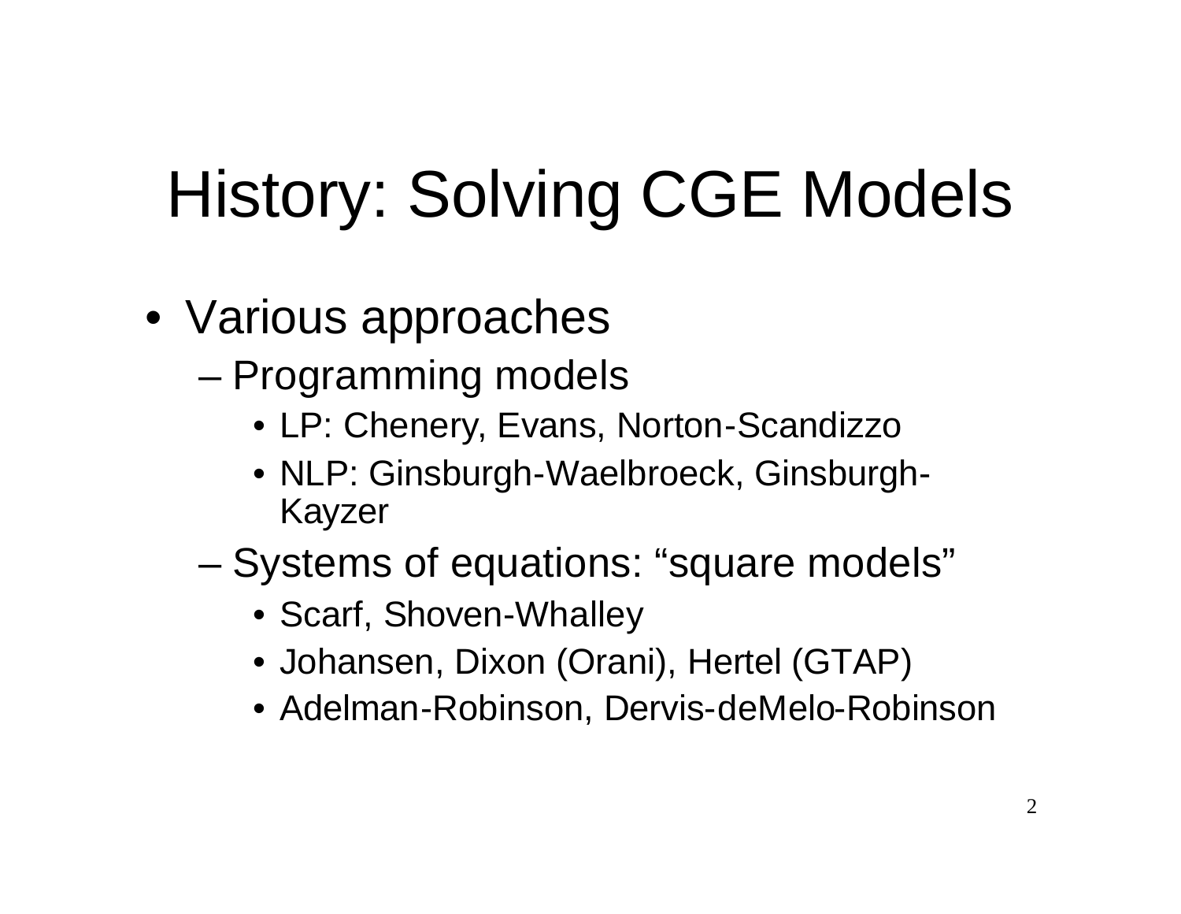# History: Solving CGE Models

- Various approaches
  - Programming models
    - LP: Chenery, Evans, Norton-Scandizzo
    - NLP: Ginsburgh-Waelbroeck, Ginsburgh-Kayzer
  - Systems of equations: "square models"
    - Scarf, Shoven-Whalley
    - Johansen, Dixon (Orani), Hertel (GTAP)
    - Adelman-Robinson, Dervis-deMelo-Robinson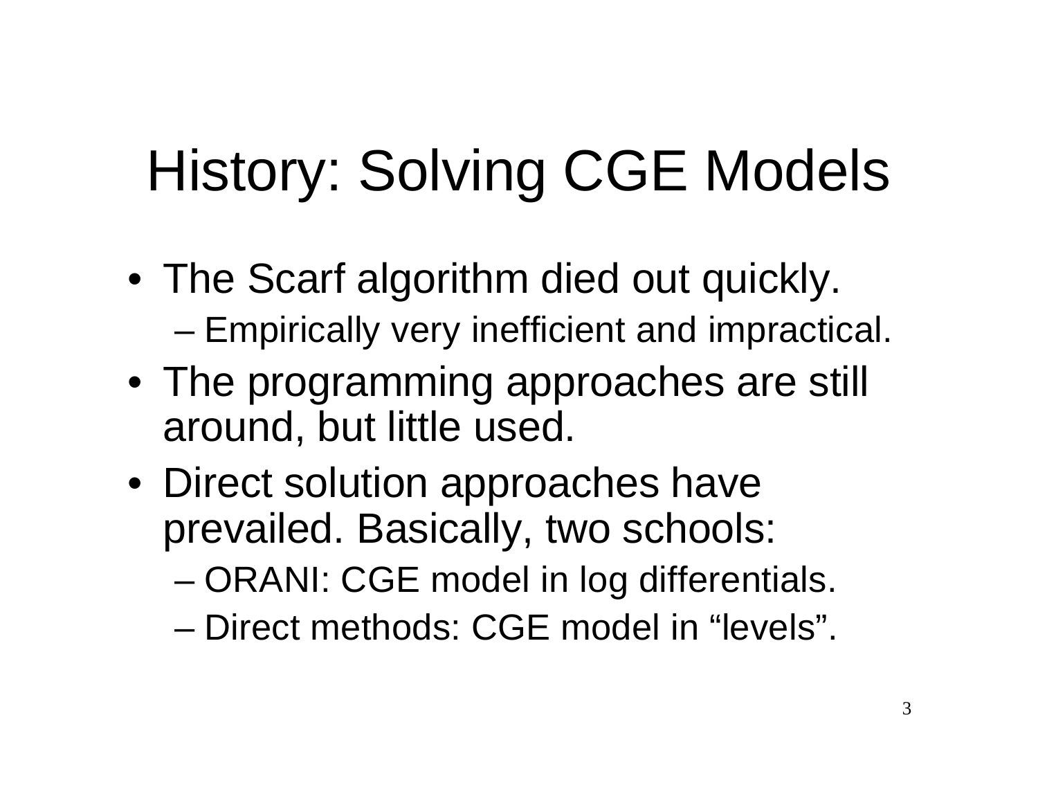# History: Solving CGE Models

- The Scarf algorithm died out quickly.
  - Empirically very inefficient and impractical.
- The programming approaches are still around, but little used.
- Direct solution approaches have prevailed. Basically, two schools:
  - ORANI: CGE model in log differentials.
  - Direct methods: CGE model in “levels”.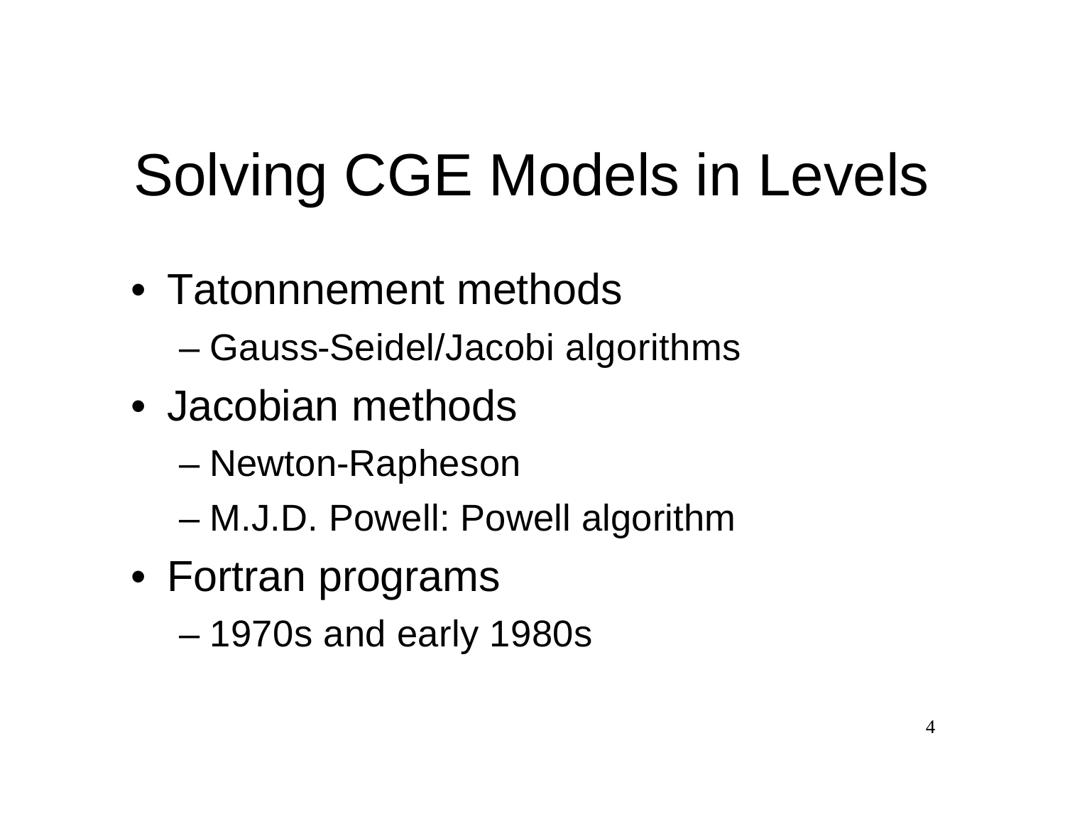# Solving CGE Models in Levels

- Tatonnnement methods
  - Gauss-Seidel/Jacobi algorithms
- Jacobian methods
  - Newton-Rapheson
  - M.J.D. Powell: Powell algorithm
- Fortran programs
  - 1970s and early 1980s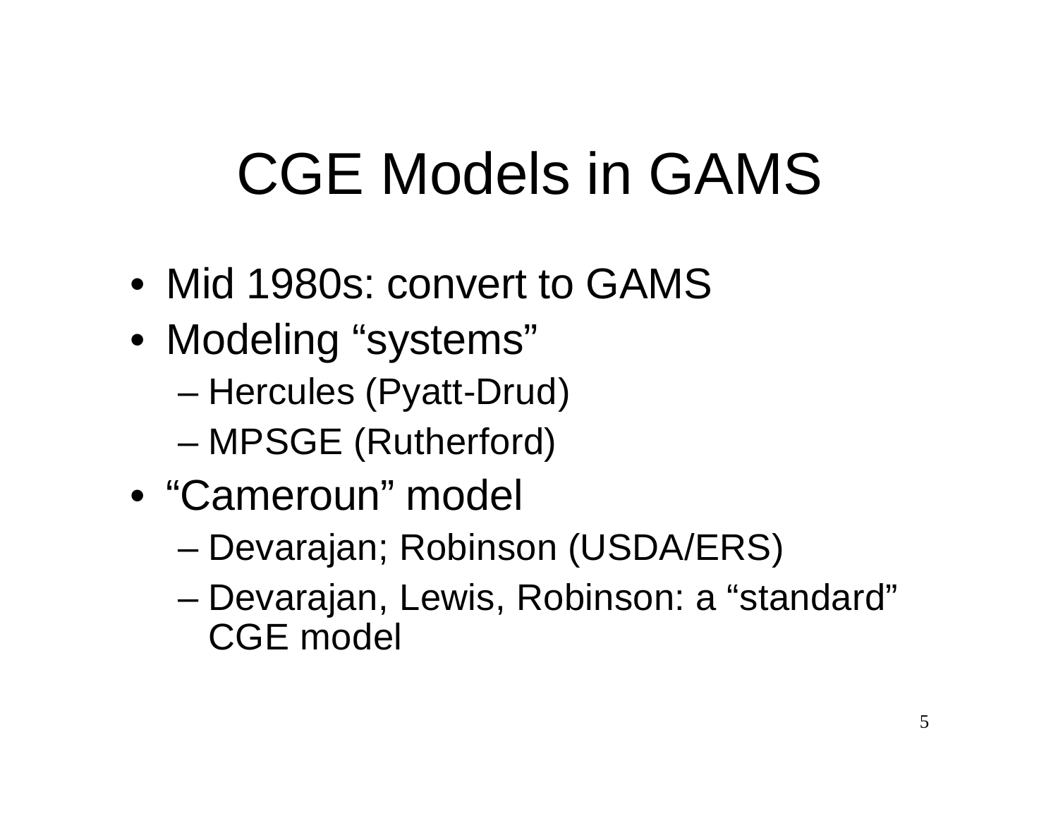# CGE Models in GAMS

- Mid 1980s: convert to GAMS
- Modeling “systems”
  - Hercules (Pyatt-Drud)
  - MPSGE (Rutherford)
- “Cameroun” model
  - Devarajan; Robinson (USDA/ERS)
  - Devarajan, Lewis, Robinson: a “standard” CGE model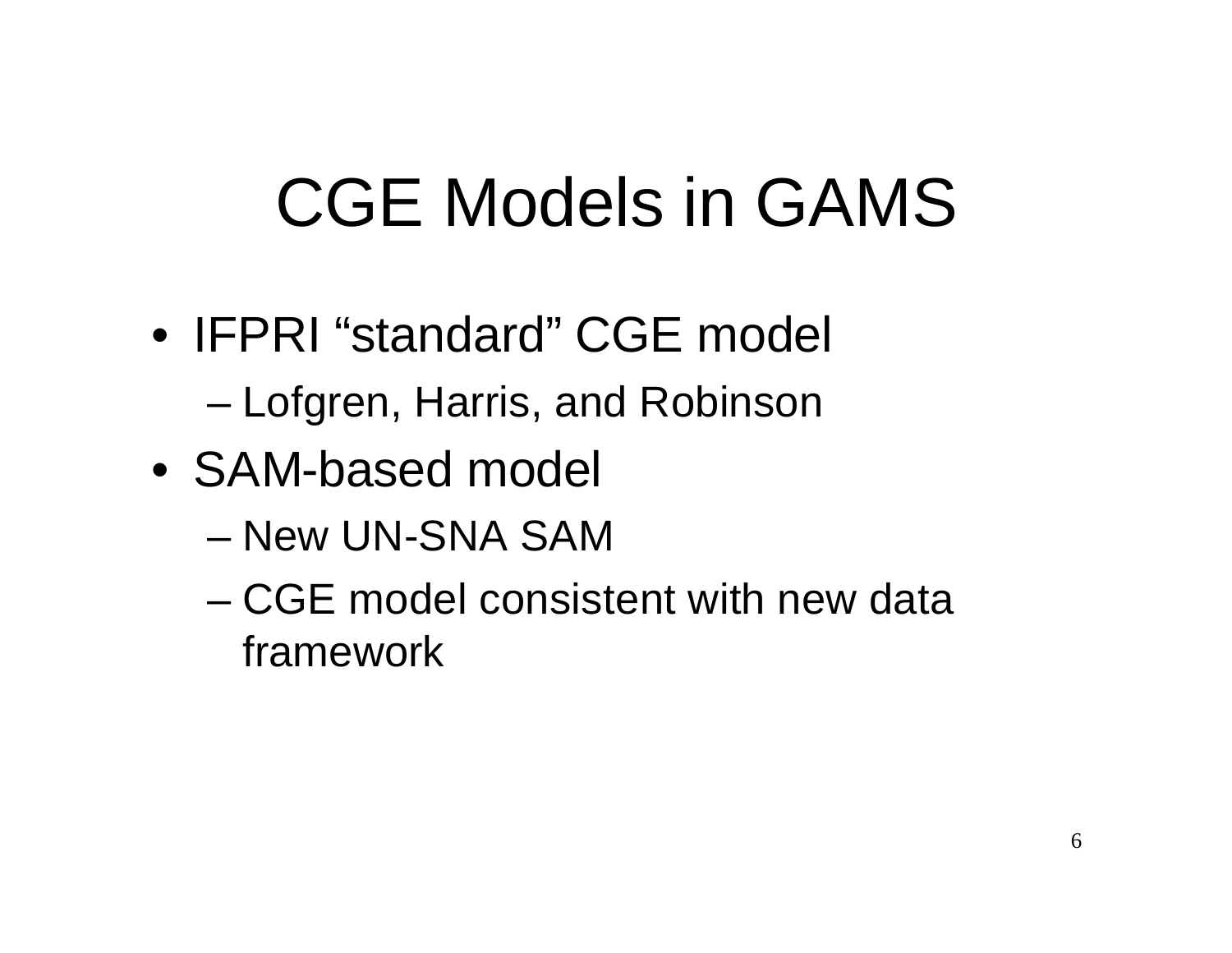# CGE Models in GAMS

- IFPRI "standard" CGE model
  - Lofgren, Harris, and Robinson
- SAM-based model
  - New UN-SNA SAM
  - CGE model consistent with new data framework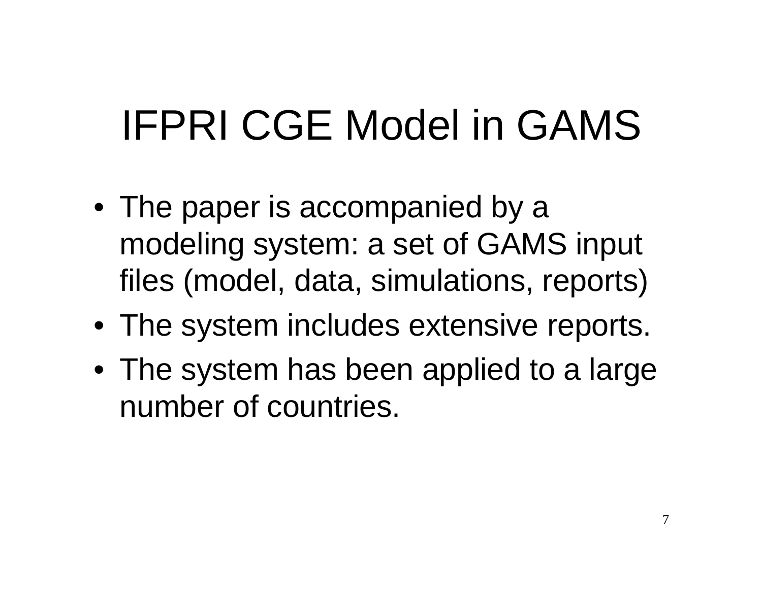# IFPRI CGE Model in GAMS

- The paper is accompanied by a modeling system: a set of GAMS input files (model, data, simulations, reports)
- The system includes extensive reports.
- The system has been applied to a large number of countries.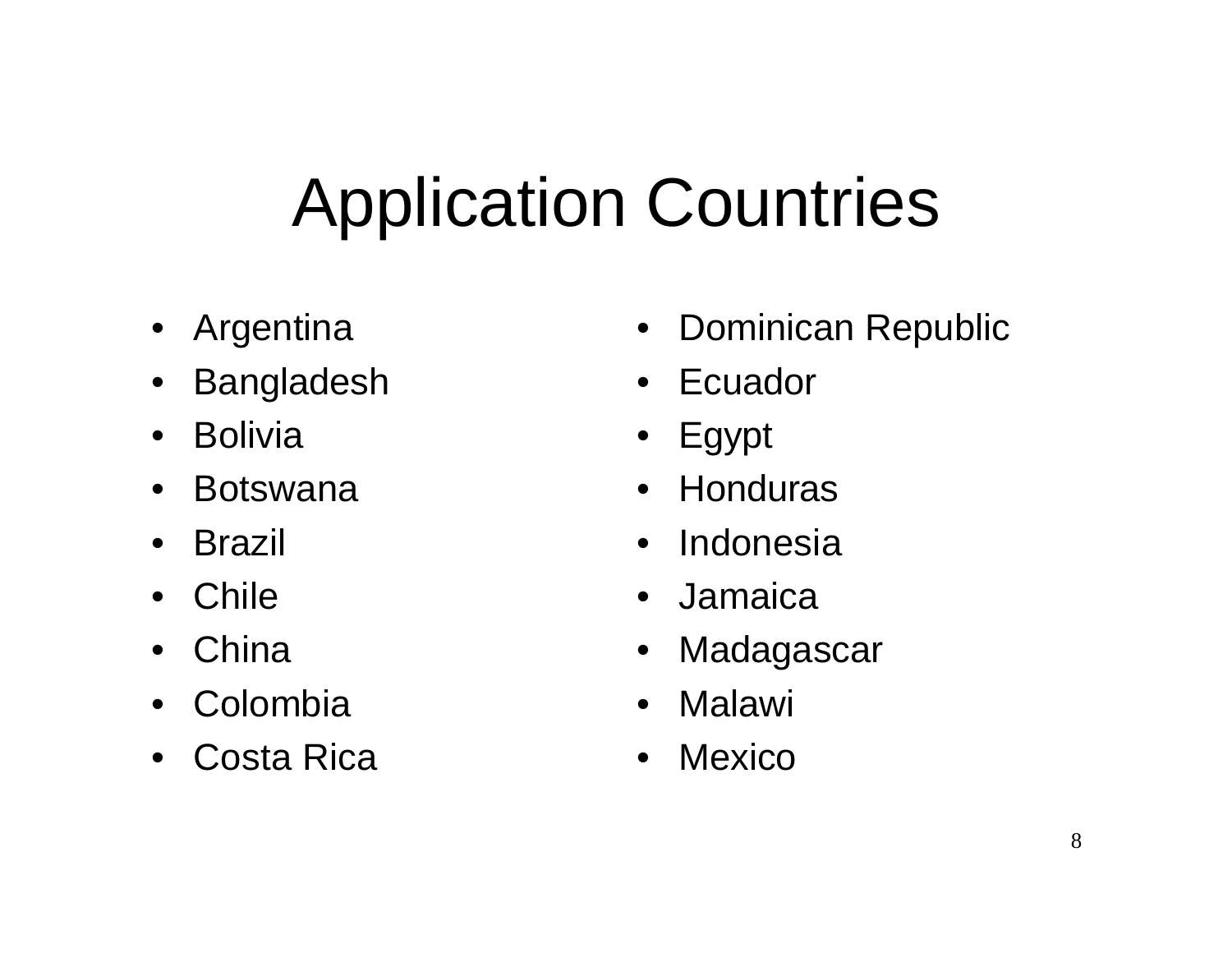# Application Countries

- Argentina
- Bangladesh
- Bolivia
- Botswana
- Brazil
- Chile
- China
- Colombia
- Costa Rica
- Dominican Republic
- Ecuador
- Egypt
- Honduras
- Indonesia
- Jamaica
- Madagascar
- Malawi
- Mexico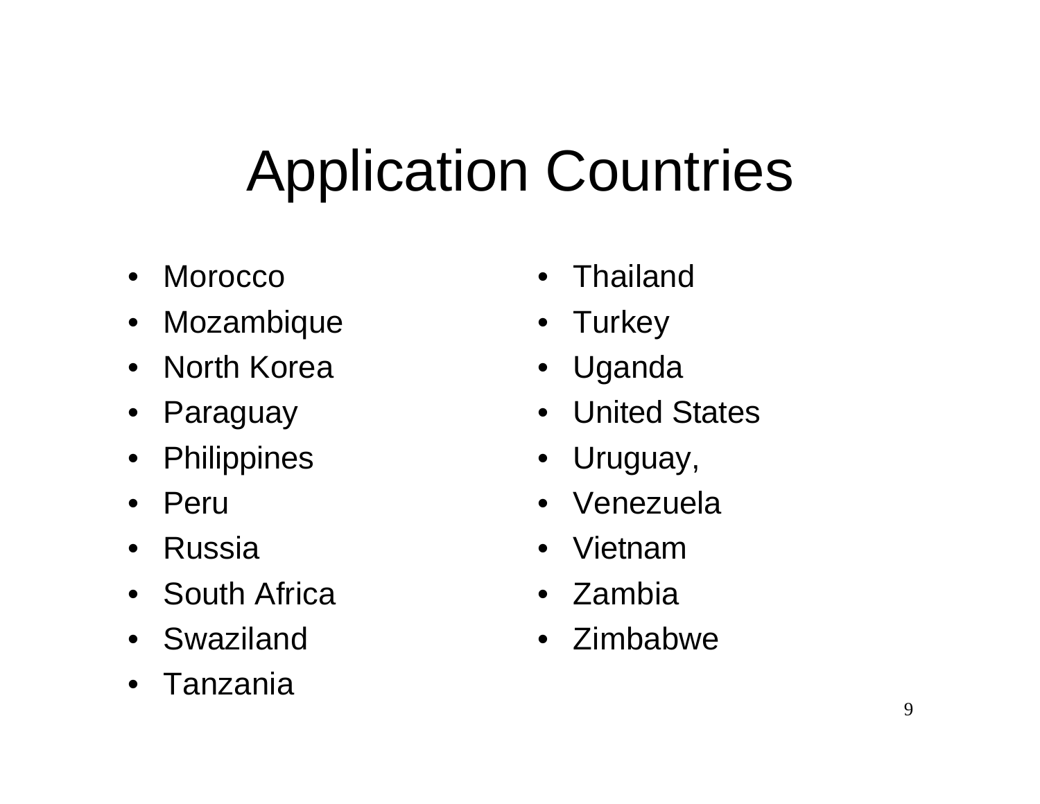# Application Countries

- Morocco
- Mozambique
- North Korea
- Paraguay
- Philippines
- Peru
- Russia
- South Africa
- Swaziland
- Tanzania
- Thailand
- Turkey
- Uganda
- United States
- Uruguay,
- Venezuela
- Vietnam
- Zambia
- Zimbabwe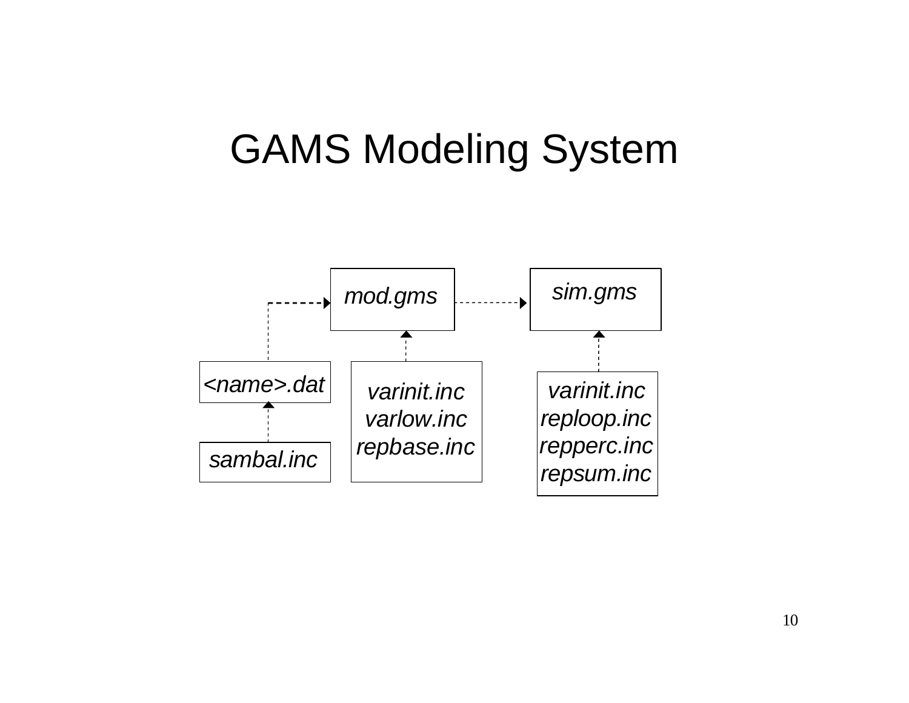# GAMS Modeling System

*mod.gms*

*sim.gms*

*<name>.dat*

*sambal.inc*

*varinit.inc*
*varlow.inc*
*repbase.inc*

*varinit.inc*
*reploop.inc*
*repperc.inc*
*repsum.inc*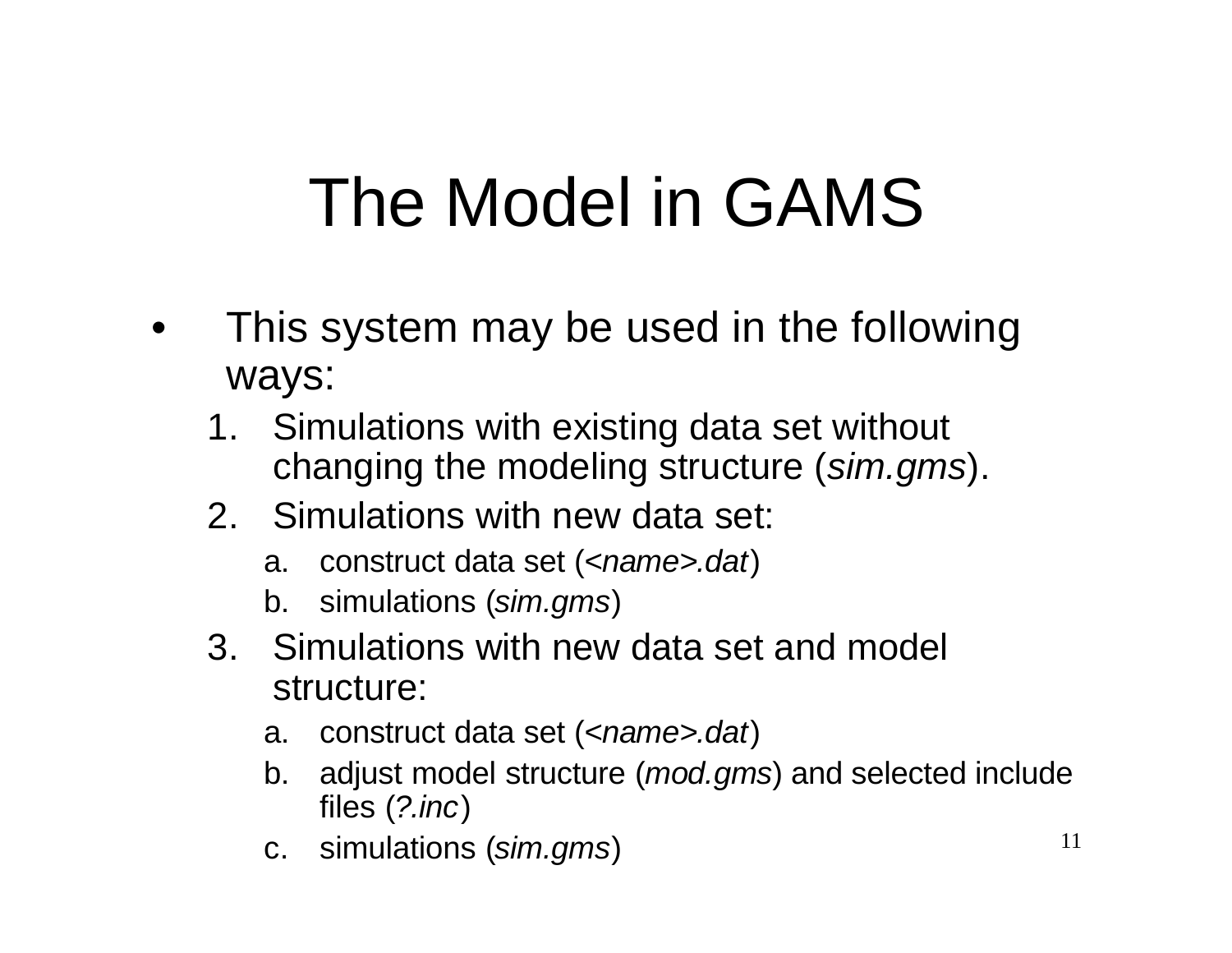# The Model in GAMS

- This system may be used in the following ways:
  1. Simulations with existing data set without changing the modeling structure (*sim.gms*).
  2. Simulations with new data set:
     a. construct data set (*<name>.dat*)
     b. simulations (*sim.gms*)
  3. Simulations with new data set and model structure:
     a. construct data set (*<name>.dat*)
     b. adjust model structure (*mod.gms*) and selected include files (*?.inc*)
     c. simulations (*sim.gms*)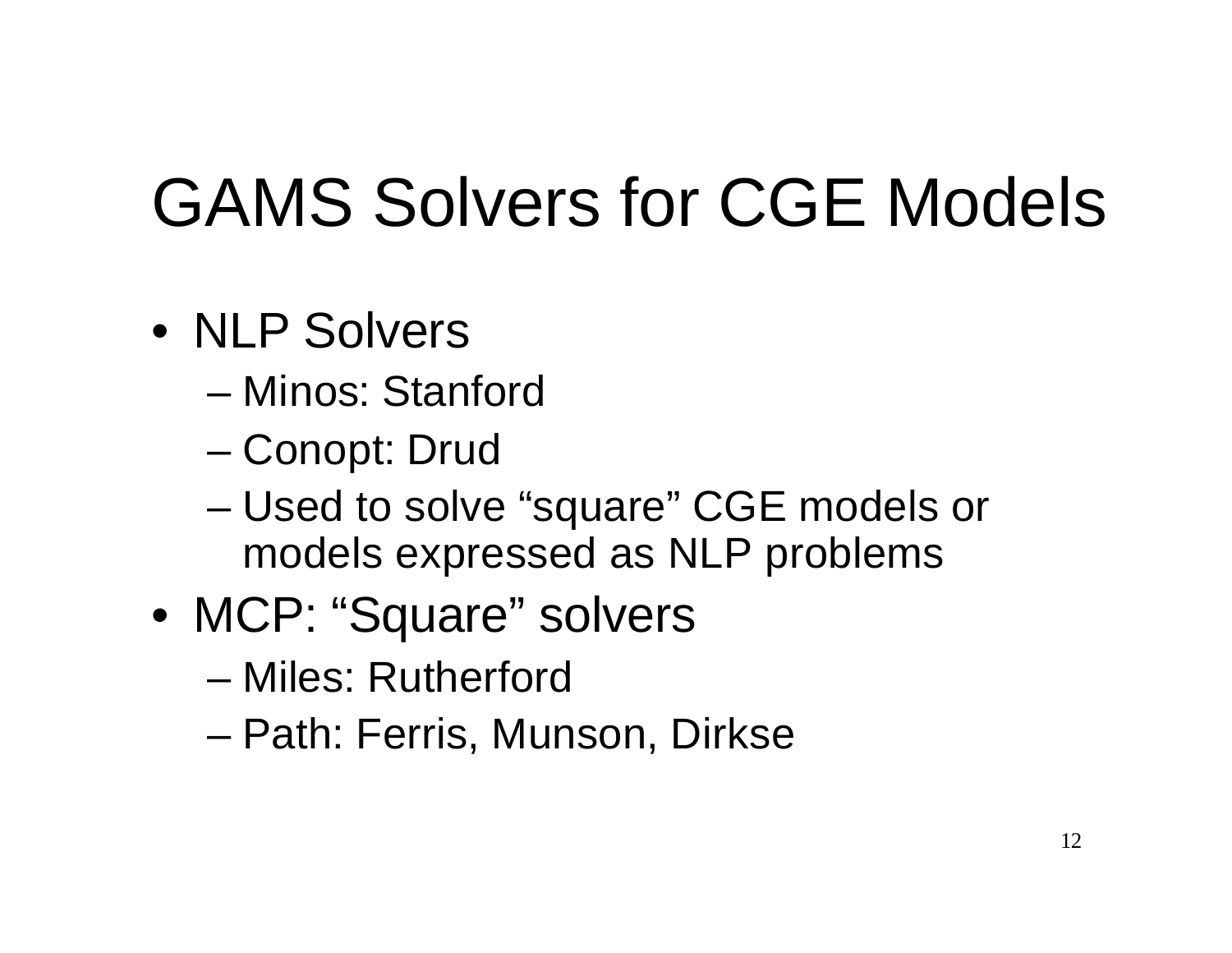# GAMS Solvers for CGE Models

- NLP Solvers
  - Minos: Stanford
  - Conopt: Drud
  - Used to solve “square” CGE models or models expressed as NLP problems
- MCP: “Square” solvers
  - Miles: Rutherford
  - Path: Ferris, Munson, Dirkse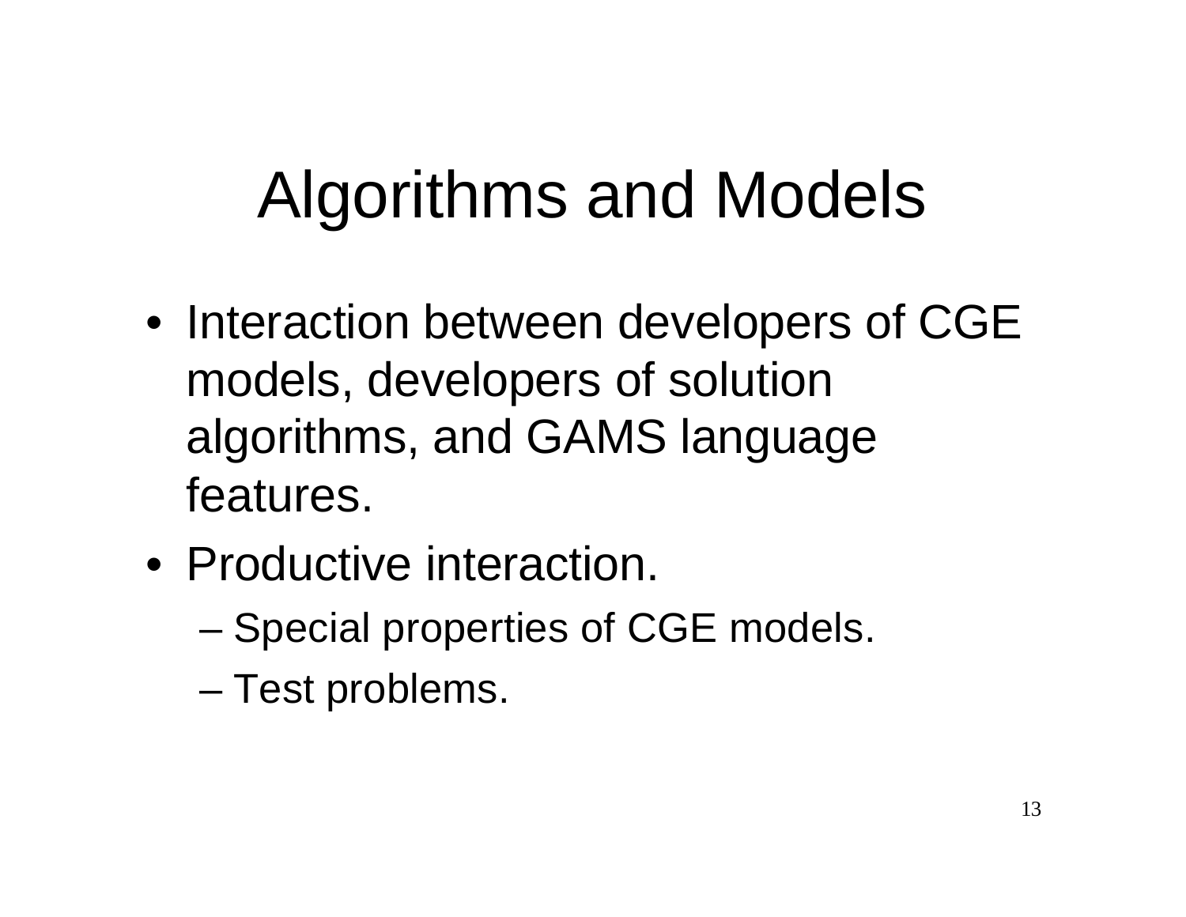# Algorithms and Models

- Interaction between developers of CGE models, developers of solution algorithms, and GAMS language features.
- Productive interaction.
  - Special properties of CGE models.
  - Test problems.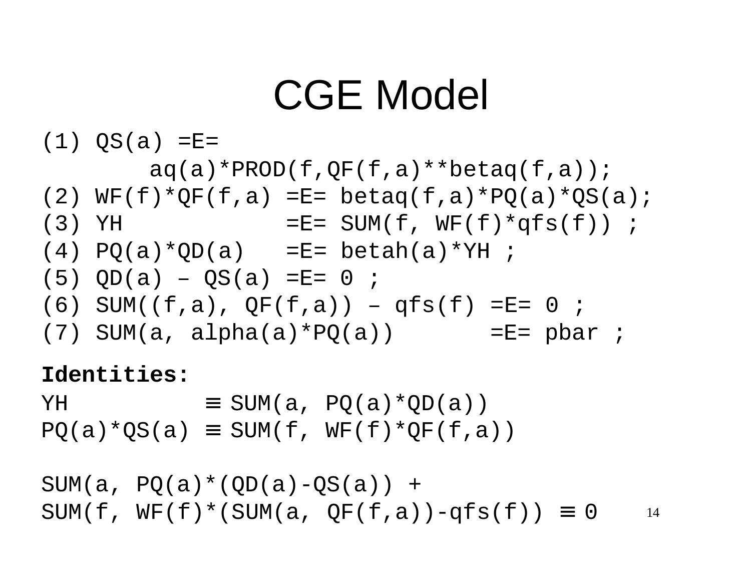# CGE Model

```
(1) QS(a) =E=
          aq(a)*PROD(f,QF(f,a)**betaq(f,a));
(2) WF(f)*QF(f,a) =E= betaq(f,a)*PQ(a)*QS(a);
(3) YH            =E= SUM(f, WF(f)*qfs(f)) ;
(4) PQ(a)*QD(a)   =E= betah(a)*YH ;
(5) QD(a) – QS(a) =E= 0 ;
(6) SUM((f,a), QF(f,a)) – qfs(f) =E= 0 ;
(7) SUM(a, alpha(a)*PQ(a))       =E= pbar ;
```

**Identities:**

```
YH           ≡ SUM(a, PQ(a)*QD(a))
PQ(a)*QS(a)  ≡ SUM(f, WF(f)*QF(f,a))

SUM(a, PQ(a)*(QD(a)-QS(a)) +
SUM(f, WF(f)*(SUM(a, QF(f,a))-qfs(f)) ≡ 0
```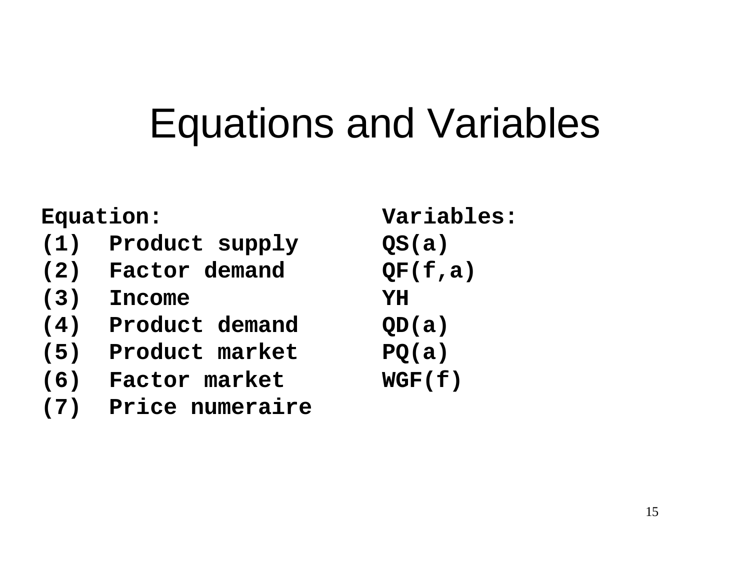# Equations and Variables

| Equation: | | Variables: |
| --- | --- | --- |
| (1) | Product supply | QS(a) |
| (2) | Factor demand | QF(f,a) |
| (3) | Income | YH |
| (4) | Product demand | QD(a) |
| (5) | Product market | PQ(a) |
| (6) | Factor market | WGF(f) |
| (7) | Price numeraire | |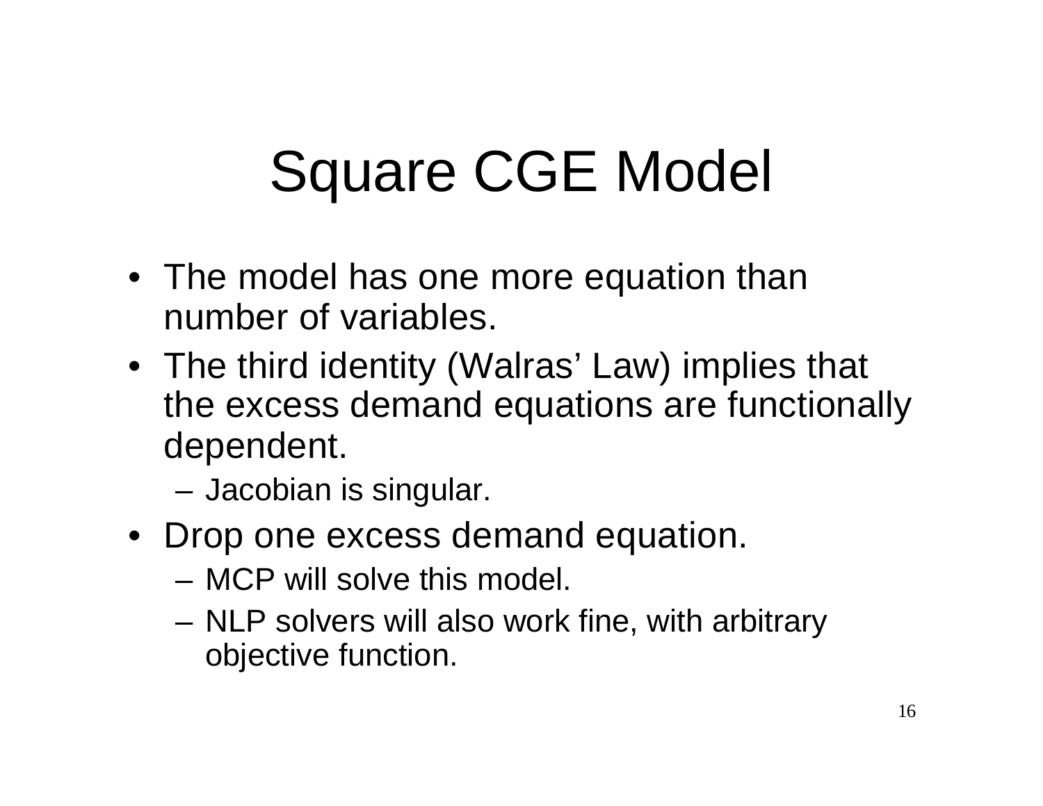# Square CGE Model

- The model has one more equation than number of variables.
- The third identity (Walras' Law) implies that the excess demand equations are functionally dependent.
  - Jacobian is singular.
- Drop one excess demand equation.
  - MCP will solve this model.
  - NLP solvers will also work fine, with arbitrary objective function.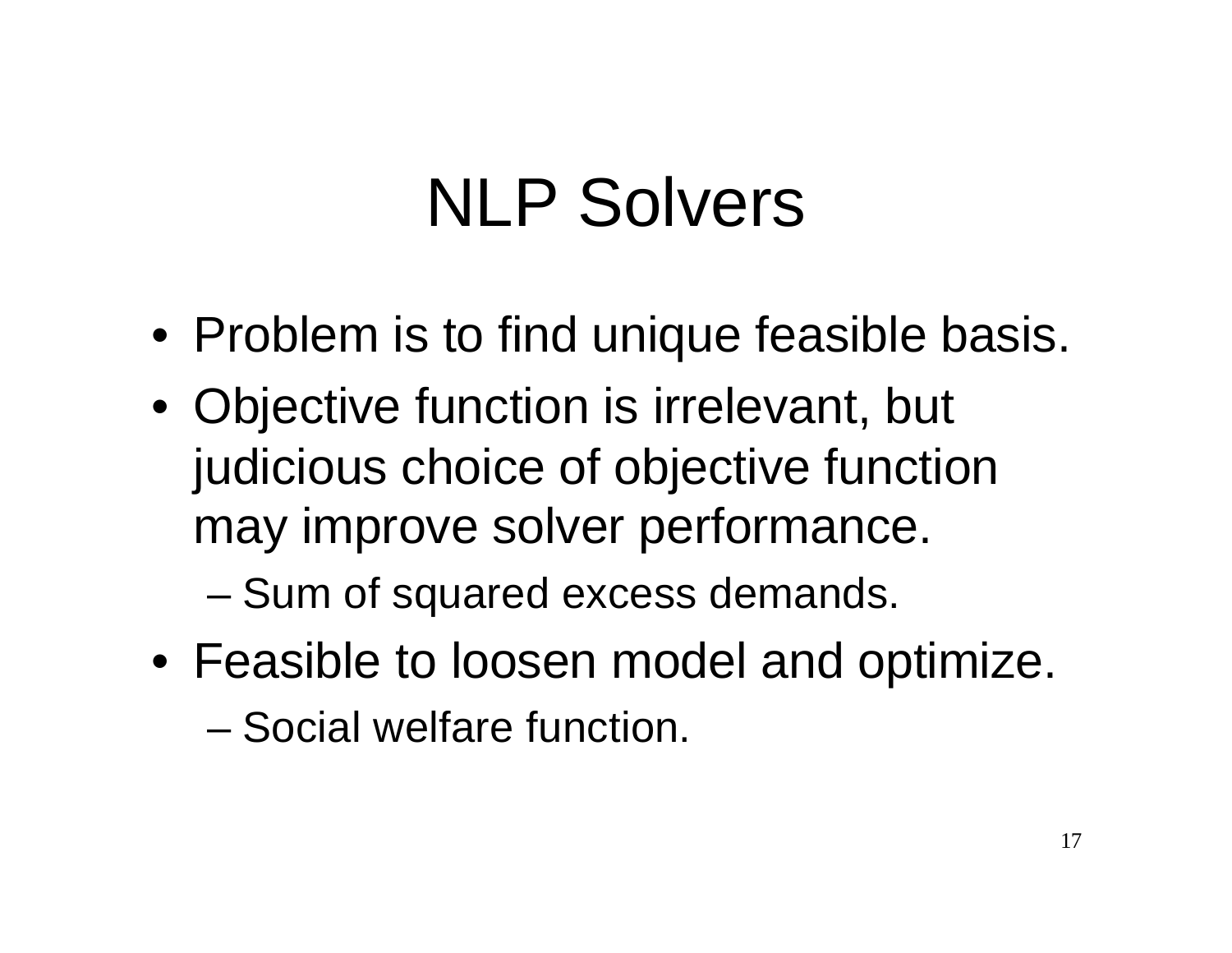# NLP Solvers

- Problem is to find unique feasible basis.
- Objective function is irrelevant, but judicious choice of objective function may improve solver performance.
  - Sum of squared excess demands.
- Feasible to loosen model and optimize.
  - Social welfare function.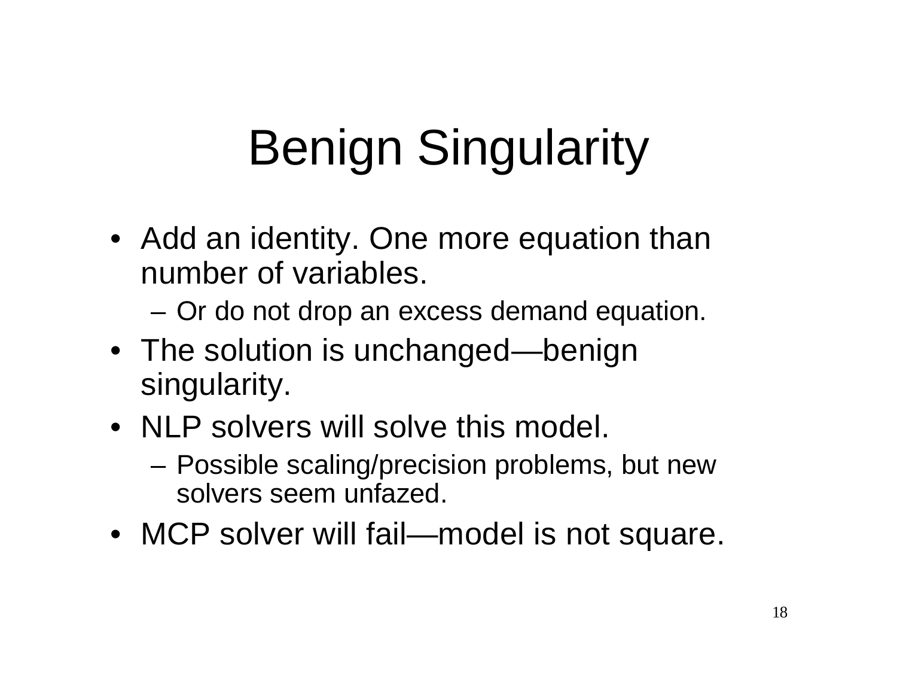# Benign Singularity

- Add an identity. One more equation than number of variables.
  - Or do not drop an excess demand equation.
- The solution is unchanged—benign singularity.
- NLP solvers will solve this model.
  - Possible scaling/precision problems, but new solvers seem unfazed.
- MCP solver will fail—model is not square.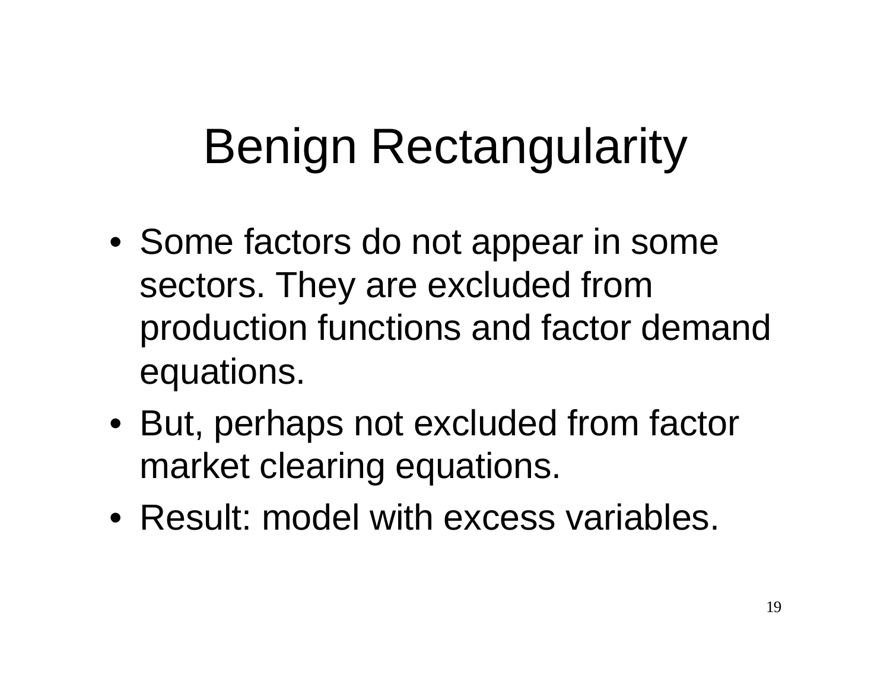# Benign Rectangularity

- Some factors do not appear in some sectors. They are excluded from production functions and factor demand equations.
- But, perhaps not excluded from factor market clearing equations.
- Result: model with excess variables.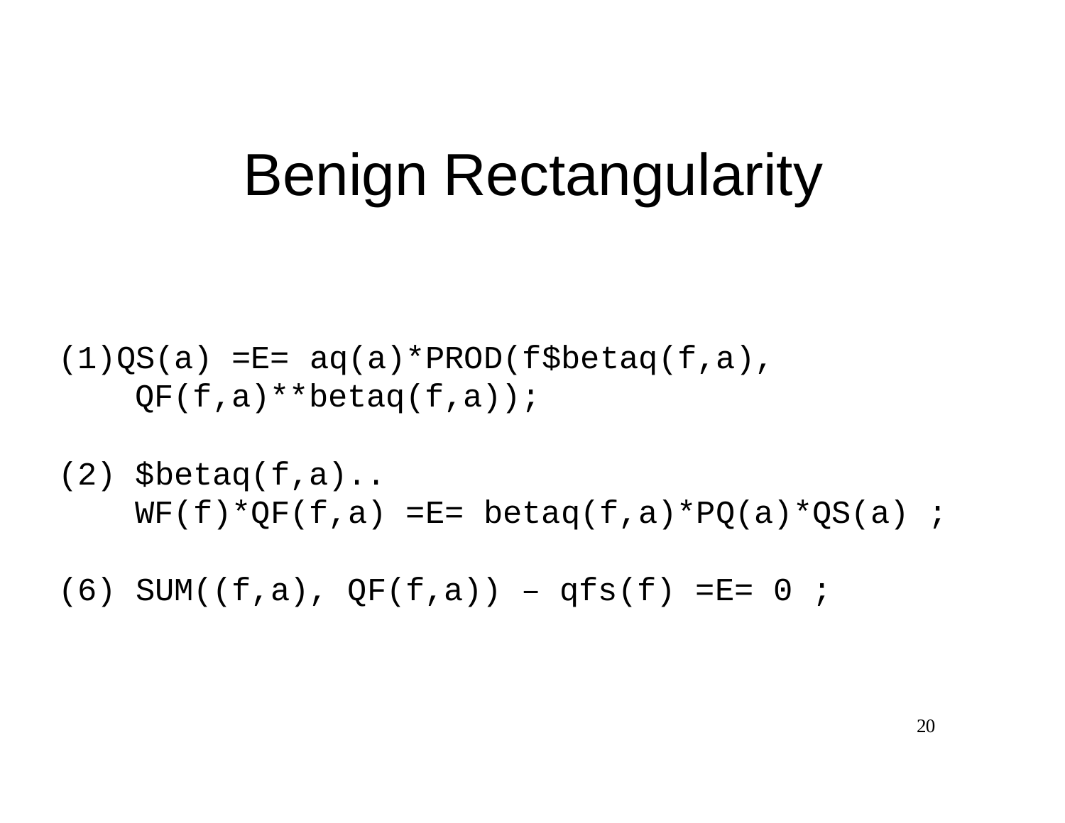# Benign Rectangularity

```
(1)QS(a) =E= aq(a)*PROD(f$betaq(f,a),
    QF(f,a)**betaq(f,a));

(2) $betaq(f,a)..
    WF(f)*QF(f,a) =E= betaq(f,a)*PQ(a)*QS(a) ;

(6) SUM((f,a), QF(f,a)) – qfs(f) =E= 0 ;
```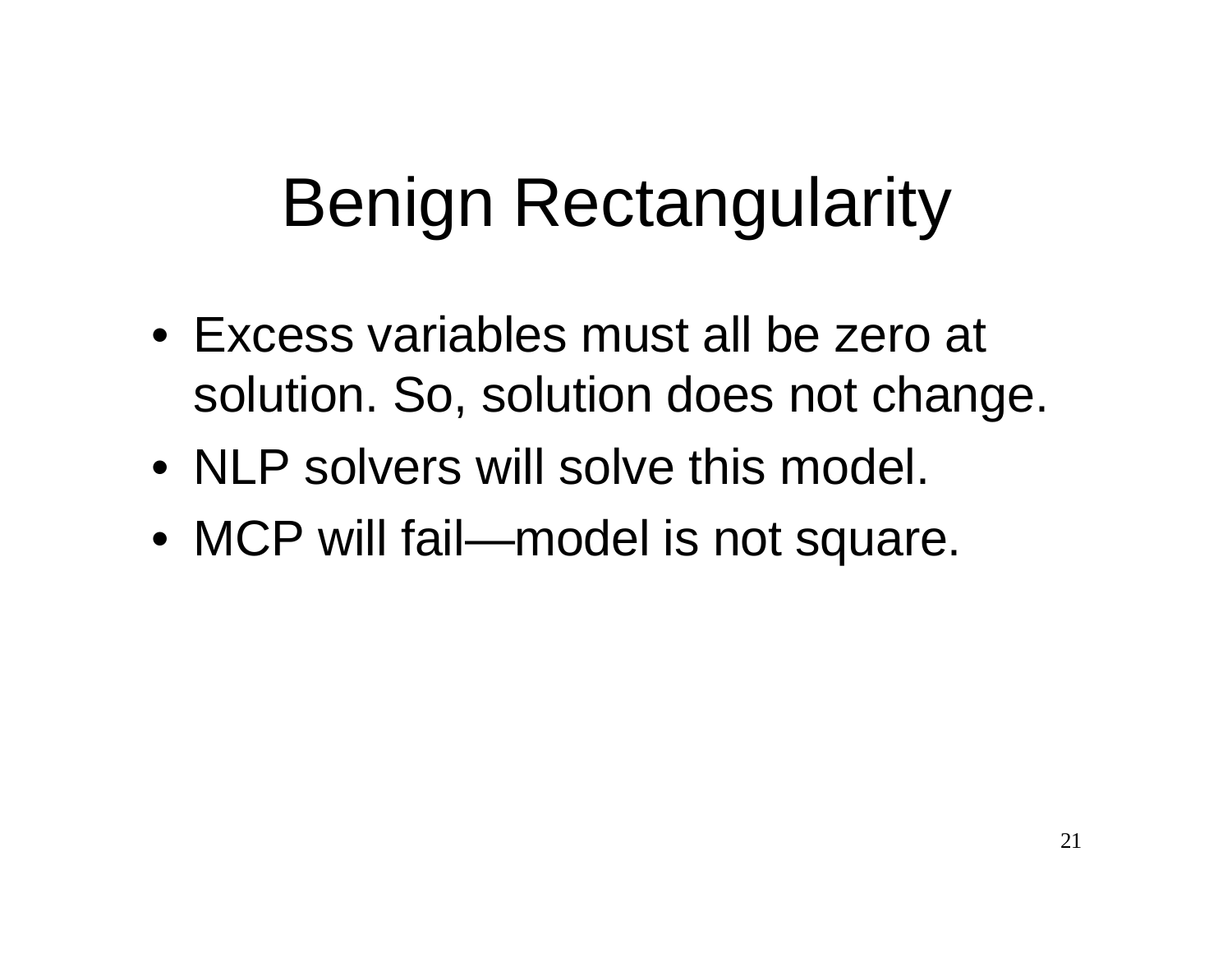# Benign Rectangularity

- Excess variables must all be zero at solution. So, solution does not change.
- NLP solvers will solve this model.
- MCP will fail—model is not square.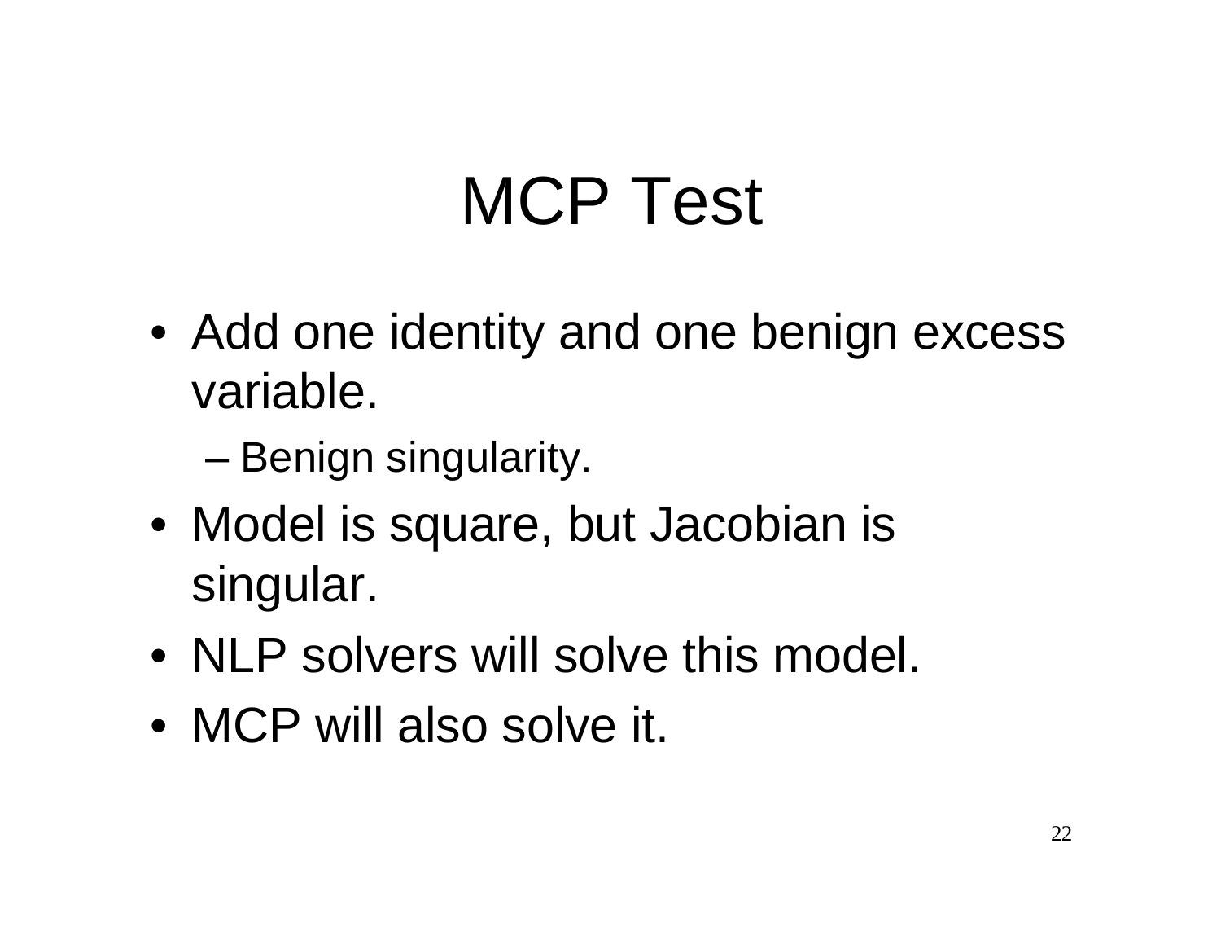# MCP Test

- Add one identity and one benign excess variable.
  - Benign singularity.
- Model is square, but Jacobian is singular.
- NLP solvers will solve this model.
- MCP will also solve it.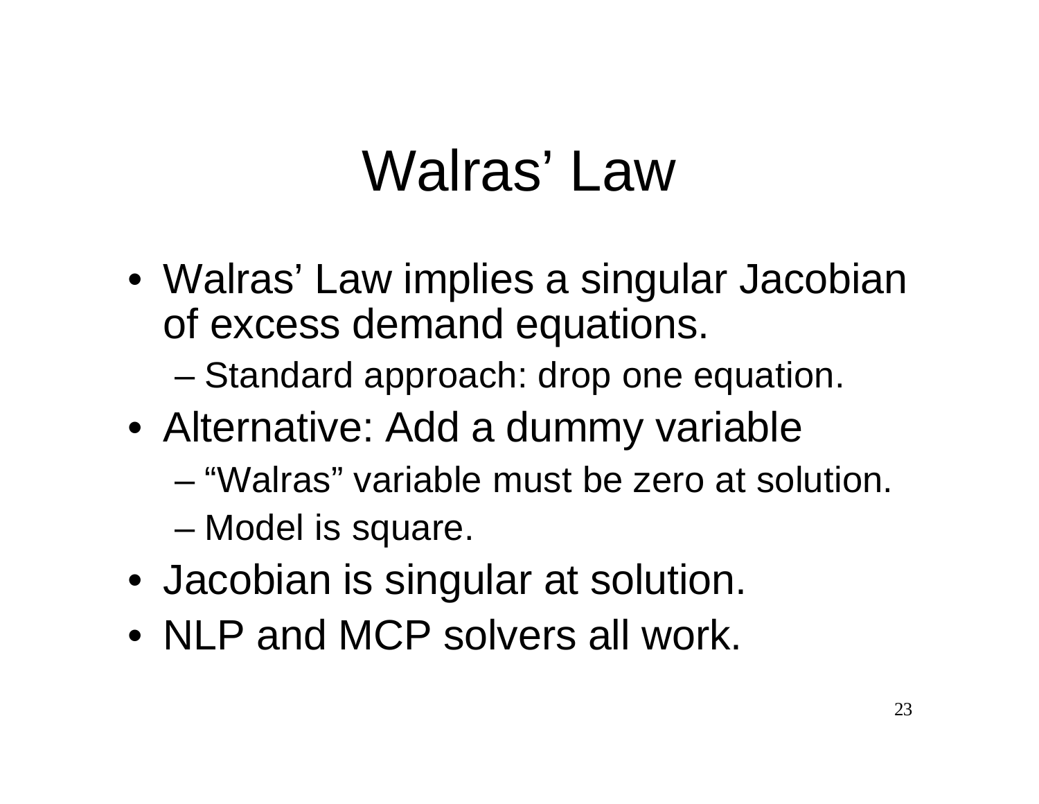# Walras' Law

- Walras' Law implies a singular Jacobian of excess demand equations.
  - Standard approach: drop one equation.
- Alternative: Add a dummy variable
  - "Walras" variable must be zero at solution.
  - Model is square.
- Jacobian is singular at solution.
- NLP and MCP solvers all work.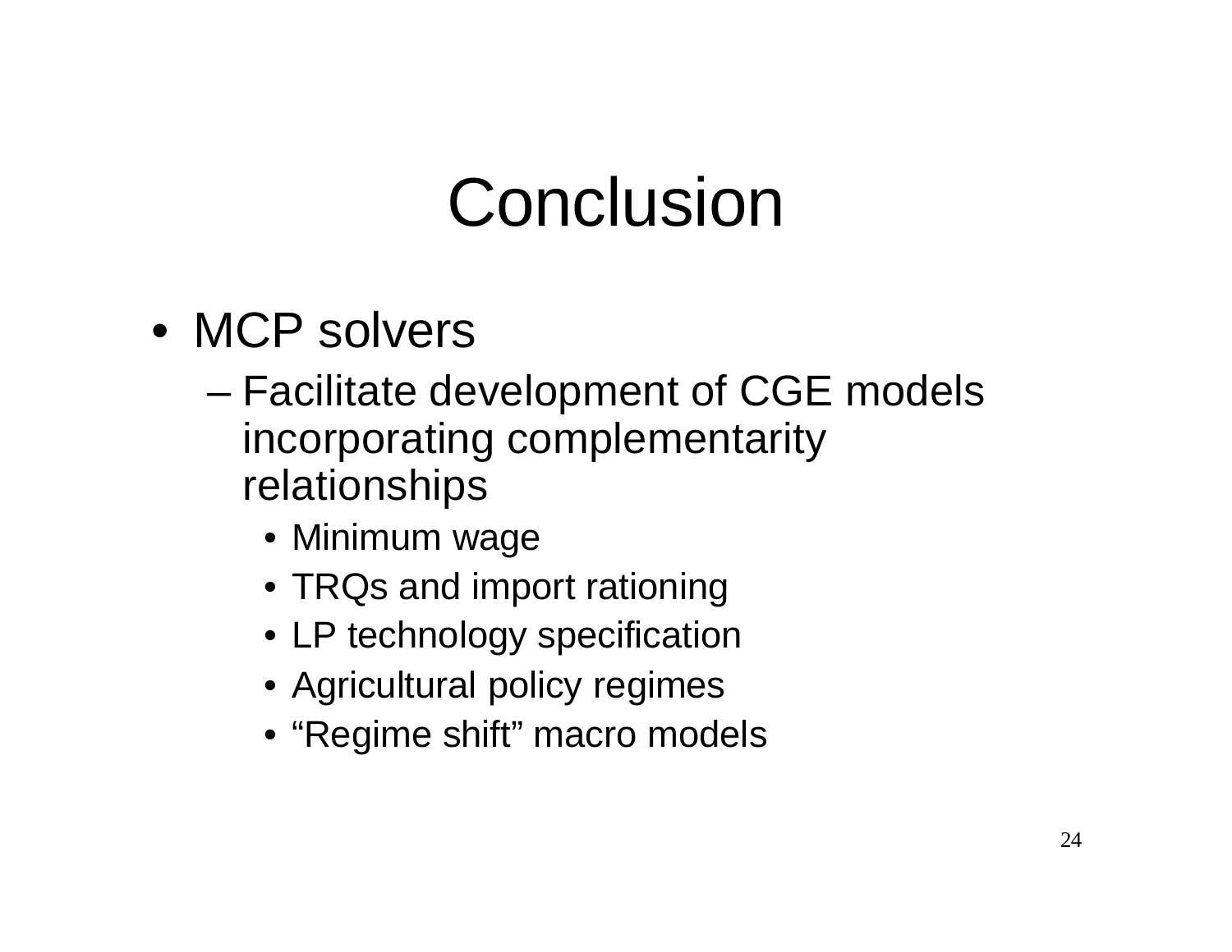# Conclusion

- MCP solvers
  - Facilitate development of CGE models incorporating complementarity relationships
    - Minimum wage
    - TRQs and import rationing
    - LP technology specification
    - Agricultural policy regimes
    - “Regime shift” macro models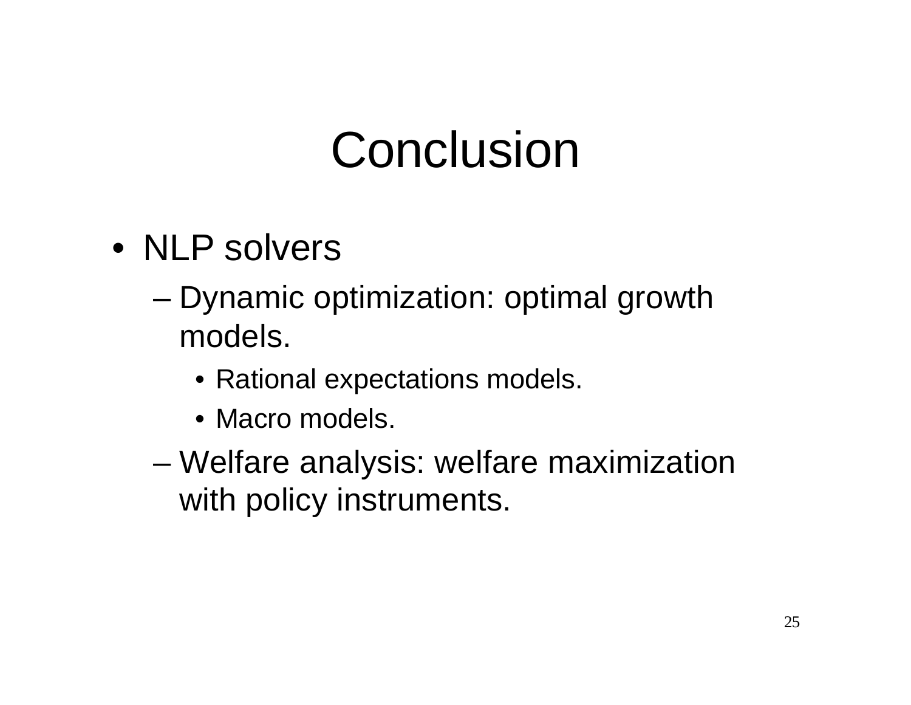# Conclusion

- NLP solvers
  - Dynamic optimization: optimal growth models.
    - Rational expectations models.
    - Macro models.
  - Welfare analysis: welfare maximization with policy instruments.